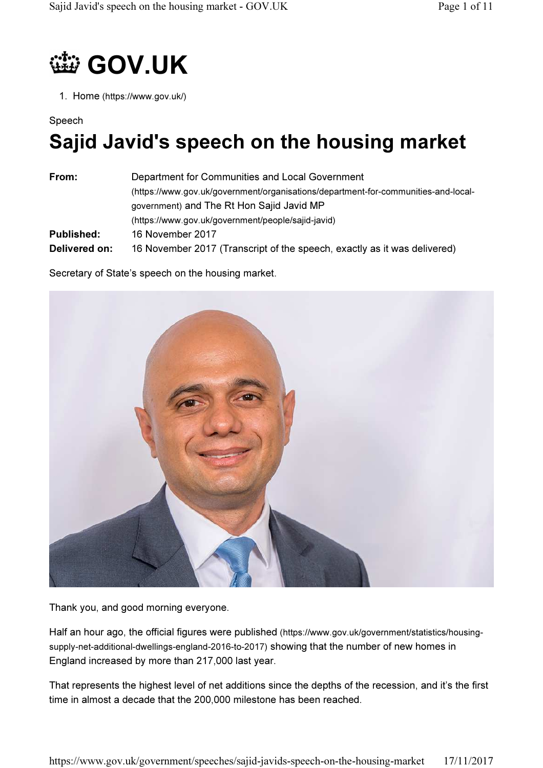# GOV.UK

1. Home (https://www.gov.uk/)

Speech

# Sajid Javid's speech on the housing market

| | |
|---|---|
| **From:** | Department for Communities and Local Government (https://www.gov.uk/government/organisations/department-for-communities-and-local-government) and The Rt Hon Sajid Javid MP (https://www.gov.uk/government/people/sajid-javid) |
| **Published:** | 16 November 2017 |
| **Delivered on:** | 16 November 2017 (Transcript of the speech, exactly as it was delivered) |

Secretary of State's speech on the housing market.

Thank you, and good morning everyone.

Half an hour ago, the official figures were published (https://www.gov.uk/government/statistics/housing-supply-net-additional-dwellings-england-2016-to-2017) showing that the number of new homes in England increased by more than 217,000 last year.

That represents the highest level of net additions since the depths of the recession, and it's the first time in almost a decade that the 200,000 milestone has been reached.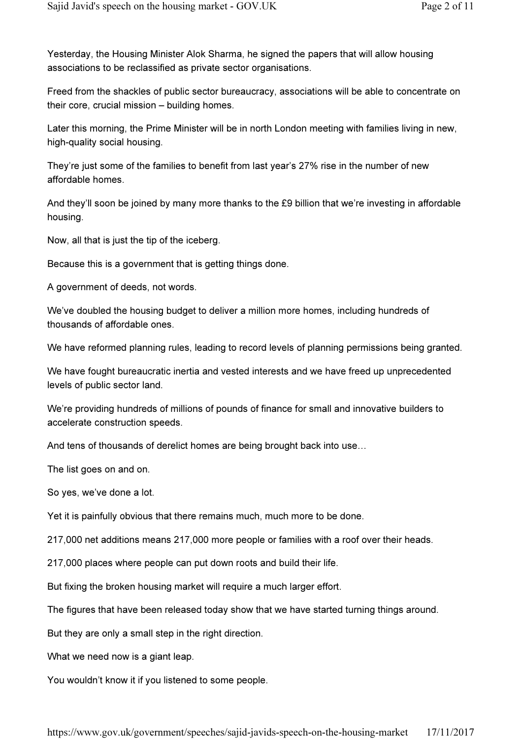Yesterday, the Housing Minister Alok Sharma, he signed the papers that will allow housing associations to be reclassified as private sector organisations.

Freed from the shackles of public sector bureaucracy, associations will be able to concentrate on their core, crucial mission – building homes.

Later this morning, the Prime Minister will be in north London meeting with families living in new, high-quality social housing.

They're just some of the families to benefit from last year's 27% rise in the number of new affordable homes.

And they'll soon be joined by many more thanks to the £9 billion that we're investing in affordable housing.

Now, all that is just the tip of the iceberg.

Because this is a government that is getting things done.

A government of deeds, not words.

We've doubled the housing budget to deliver a million more homes, including hundreds of thousands of affordable ones.

We have reformed planning rules, leading to record levels of planning permissions being granted.

We have fought bureaucratic inertia and vested interests and we have freed up unprecedented levels of public sector land.

We're providing hundreds of millions of pounds of finance for small and innovative builders to accelerate construction speeds.

And tens of thousands of derelict homes are being brought back into use…

The list goes on and on.

So yes, we've done a lot.

Yet it is painfully obvious that there remains much, much more to be done.

217,000 net additions means 217,000 more people or families with a roof over their heads.

217,000 places where people can put down roots and build their life.

But fixing the broken housing market will require a much larger effort.

The figures that have been released today show that we have started turning things around.

But they are only a small step in the right direction.

What we need now is a giant leap.

You wouldn't know it if you listened to some people.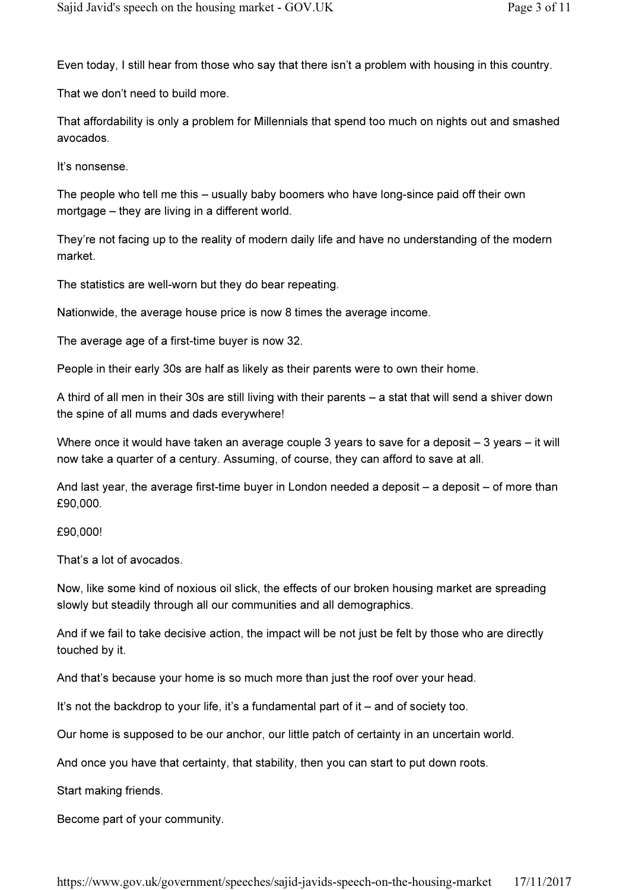Even today, I still hear from those who say that there isn't a problem with housing in this country.

That we don't need to build more.

That affordability is only a problem for Millennials that spend too much on nights out and smashed avocados.

It's nonsense.

The people who tell me this – usually baby boomers who have long-since paid off their own mortgage – they are living in a different world.

They're not facing up to the reality of modern daily life and have no understanding of the modern market.

The statistics are well-worn but they do bear repeating.

Nationwide, the average house price is now 8 times the average income.

The average age of a first-time buyer is now 32.

People in their early 30s are half as likely as their parents were to own their home.

A third of all men in their 30s are still living with their parents – a stat that will send a shiver down the spine of all mums and dads everywhere!

Where once it would have taken an average couple 3 years to save for a deposit – 3 years – it will now take a quarter of a century. Assuming, of course, they can afford to save at all.

And last year, the average first-time buyer in London needed a deposit – a deposit – of more than £90,000.

£90,000!

That's a lot of avocados.

Now, like some kind of noxious oil slick, the effects of our broken housing market are spreading slowly but steadily through all our communities and all demographics.

And if we fail to take decisive action, the impact will be not just be felt by those who are directly touched by it.

And that's because your home is so much more than just the roof over your head.

It's not the backdrop to your life, it's a fundamental part of it – and of society too.

Our home is supposed to be our anchor, our little patch of certainty in an uncertain world.

And once you have that certainty, that stability, then you can start to put down roots.

Start making friends.

Become part of your community.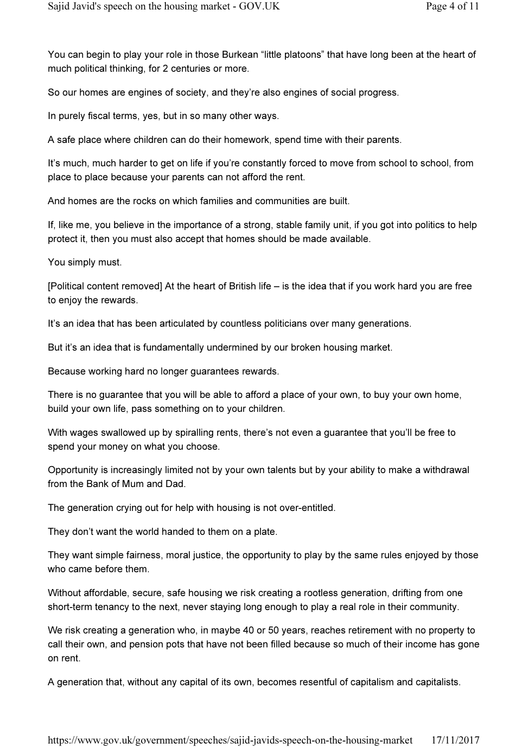You can begin to play your role in those Burkean “little platoons” that have long been at the heart of much political thinking, for 2 centuries or more.

So our homes are engines of society, and they’re also engines of social progress.

In purely fiscal terms, yes, but in so many other ways.

A safe place where children can do their homework, spend time with their parents.

It’s much, much harder to get on life if you’re constantly forced to move from school to school, from place to place because your parents can not afford the rent.

And homes are the rocks on which families and communities are built.

If, like me, you believe in the importance of a strong, stable family unit, if you got into politics to help protect it, then you must also accept that homes should be made available.

You simply must.

[Political content removed] At the heart of British life – is the idea that if you work hard you are free to enjoy the rewards.

It’s an idea that has been articulated by countless politicians over many generations.

But it’s an idea that is fundamentally undermined by our broken housing market.

Because working hard no longer guarantees rewards.

There is no guarantee that you will be able to afford a place of your own, to buy your own home, build your own life, pass something on to your children.

With wages swallowed up by spiralling rents, there’s not even a guarantee that you’ll be free to spend your money on what you choose.

Opportunity is increasingly limited not by your own talents but by your ability to make a withdrawal from the Bank of Mum and Dad.

The generation crying out for help with housing is not over-entitled.

They don’t want the world handed to them on a plate.

They want simple fairness, moral justice, the opportunity to play by the same rules enjoyed by those who came before them.

Without affordable, secure, safe housing we risk creating a rootless generation, drifting from one short-term tenancy to the next, never staying long enough to play a real role in their community.

We risk creating a generation who, in maybe 40 or 50 years, reaches retirement with no property to call their own, and pension pots that have not been filled because so much of their income has gone on rent.

A generation that, without any capital of its own, becomes resentful of capitalism and capitalists.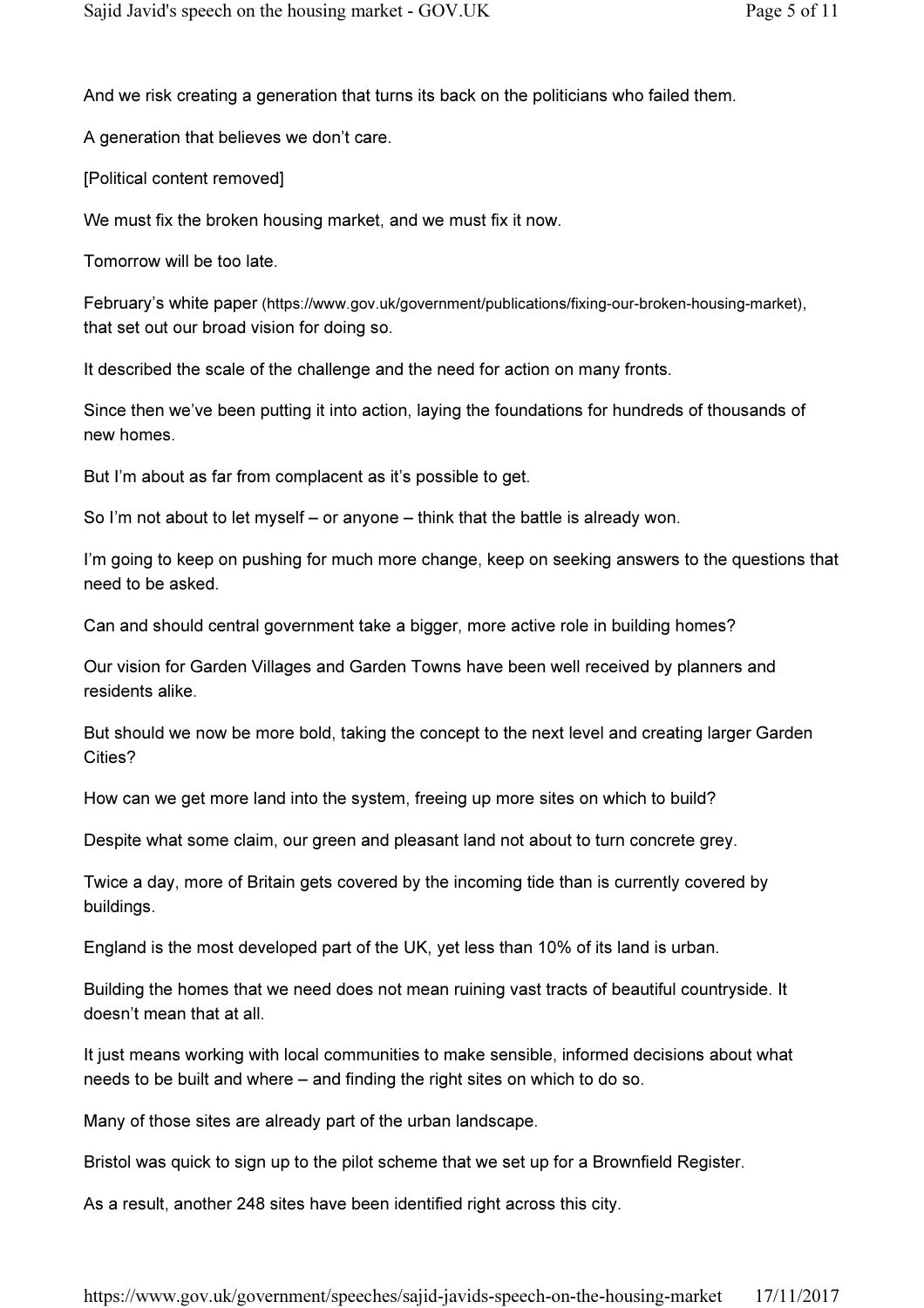And we risk creating a generation that turns its back on the politicians who failed them.

A generation that believes we don't care.

[Political content removed]

We must fix the broken housing market, and we must fix it now.

Tomorrow will be too late.

February's white paper (https://www.gov.uk/government/publications/fixing-our-broken-housing-market), that set out our broad vision for doing so.

It described the scale of the challenge and the need for action on many fronts.

Since then we've been putting it into action, laying the foundations for hundreds of thousands of new homes.

But I'm about as far from complacent as it's possible to get.

So I'm not about to let myself – or anyone – think that the battle is already won.

I'm going to keep on pushing for much more change, keep on seeking answers to the questions that need to be asked.

Can and should central government take a bigger, more active role in building homes?

Our vision for Garden Villages and Garden Towns have been well received by planners and residents alike.

But should we now be more bold, taking the concept to the next level and creating larger Garden Cities?

How can we get more land into the system, freeing up more sites on which to build?

Despite what some claim, our green and pleasant land not about to turn concrete grey.

Twice a day, more of Britain gets covered by the incoming tide than is currently covered by buildings.

England is the most developed part of the UK, yet less than 10% of its land is urban.

Building the homes that we need does not mean ruining vast tracts of beautiful countryside. It doesn't mean that at all.

It just means working with local communities to make sensible, informed decisions about what needs to be built and where – and finding the right sites on which to do so.

Many of those sites are already part of the urban landscape.

Bristol was quick to sign up to the pilot scheme that we set up for a Brownfield Register.

As a result, another 248 sites have been identified right across this city.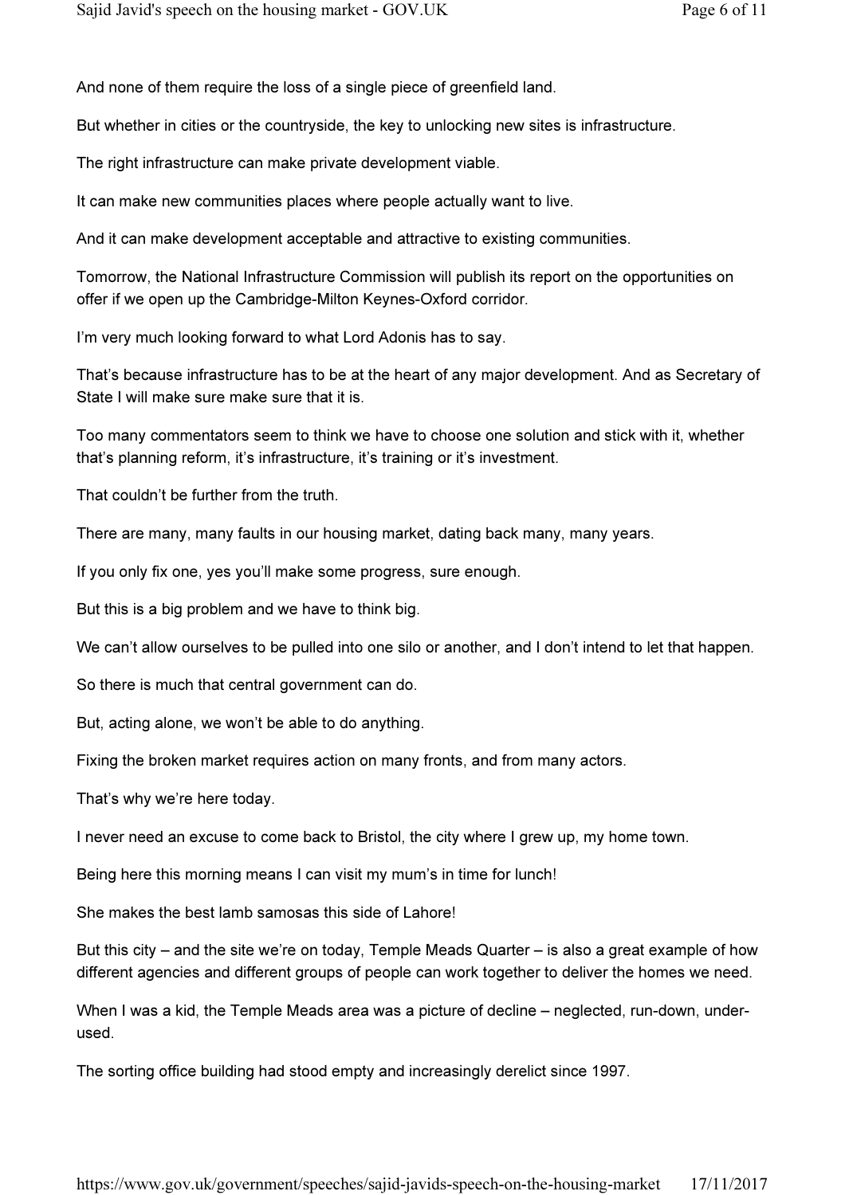And none of them require the loss of a single piece of greenfield land.

But whether in cities or the countryside, the key to unlocking new sites is infrastructure.

The right infrastructure can make private development viable.

It can make new communities places where people actually want to live.

And it can make development acceptable and attractive to existing communities.

Tomorrow, the National Infrastructure Commission will publish its report on the opportunities on offer if we open up the Cambridge-Milton Keynes-Oxford corridor.

I'm very much looking forward to what Lord Adonis has to say.

That's because infrastructure has to be at the heart of any major development. And as Secretary of State I will make sure make sure that it is.

Too many commentators seem to think we have to choose one solution and stick with it, whether that's planning reform, it's infrastructure, it's training or it's investment.

That couldn't be further from the truth.

There are many, many faults in our housing market, dating back many, many years.

If you only fix one, yes you'll make some progress, sure enough.

But this is a big problem and we have to think big.

We can't allow ourselves to be pulled into one silo or another, and I don't intend to let that happen.

So there is much that central government can do.

But, acting alone, we won't be able to do anything.

Fixing the broken market requires action on many fronts, and from many actors.

That's why we're here today.

I never need an excuse to come back to Bristol, the city where I grew up, my home town.

Being here this morning means I can visit my mum's in time for lunch!

She makes the best lamb samosas this side of Lahore!

But this city – and the site we're on today, Temple Meads Quarter – is also a great example of how different agencies and different groups of people can work together to deliver the homes we need.

When I was a kid, the Temple Meads area was a picture of decline – neglected, run-down, under-used.

The sorting office building had stood empty and increasingly derelict since 1997.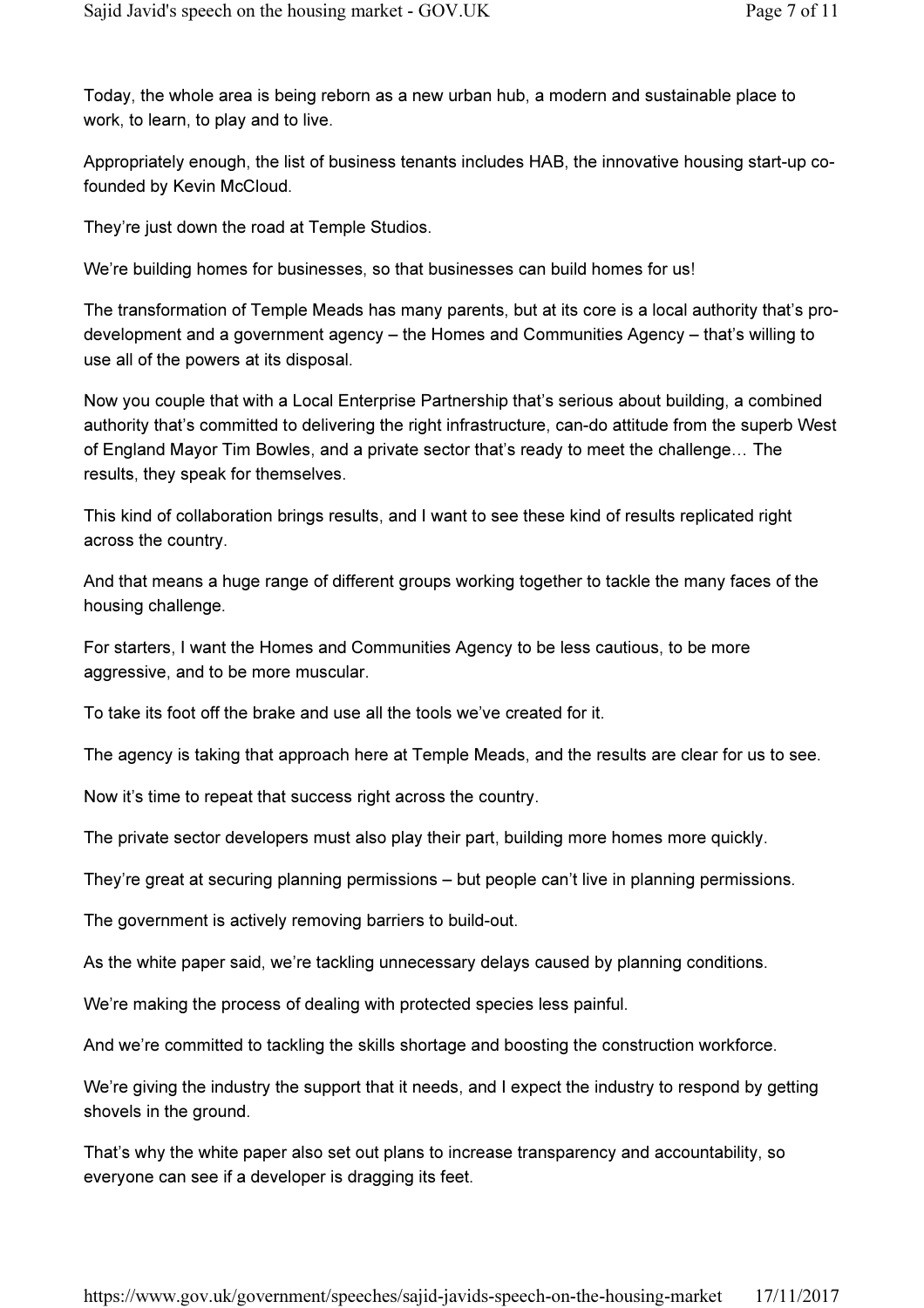Today, the whole area is being reborn as a new urban hub, a modern and sustainable place to work, to learn, to play and to live.

Appropriately enough, the list of business tenants includes HAB, the innovative housing start-up co-founded by Kevin McCloud.

They're just down the road at Temple Studios.

We're building homes for businesses, so that businesses can build homes for us!

The transformation of Temple Meads has many parents, but at its core is a local authority that's pro-development and a government agency – the Homes and Communities Agency – that's willing to use all of the powers at its disposal.

Now you couple that with a Local Enterprise Partnership that's serious about building, a combined authority that's committed to delivering the right infrastructure, can-do attitude from the superb West of England Mayor Tim Bowles, and a private sector that's ready to meet the challenge… The results, they speak for themselves.

This kind of collaboration brings results, and I want to see these kind of results replicated right across the country.

And that means a huge range of different groups working together to tackle the many faces of the housing challenge.

For starters, I want the Homes and Communities Agency to be less cautious, to be more aggressive, and to be more muscular.

To take its foot off the brake and use all the tools we've created for it.

The agency is taking that approach here at Temple Meads, and the results are clear for us to see.

Now it's time to repeat that success right across the country.

The private sector developers must also play their part, building more homes more quickly.

They're great at securing planning permissions – but people can't live in planning permissions.

The government is actively removing barriers to build-out.

As the white paper said, we're tackling unnecessary delays caused by planning conditions.

We're making the process of dealing with protected species less painful.

And we're committed to tackling the skills shortage and boosting the construction workforce.

We're giving the industry the support that it needs, and I expect the industry to respond by getting shovels in the ground.

That's why the white paper also set out plans to increase transparency and accountability, so everyone can see if a developer is dragging its feet.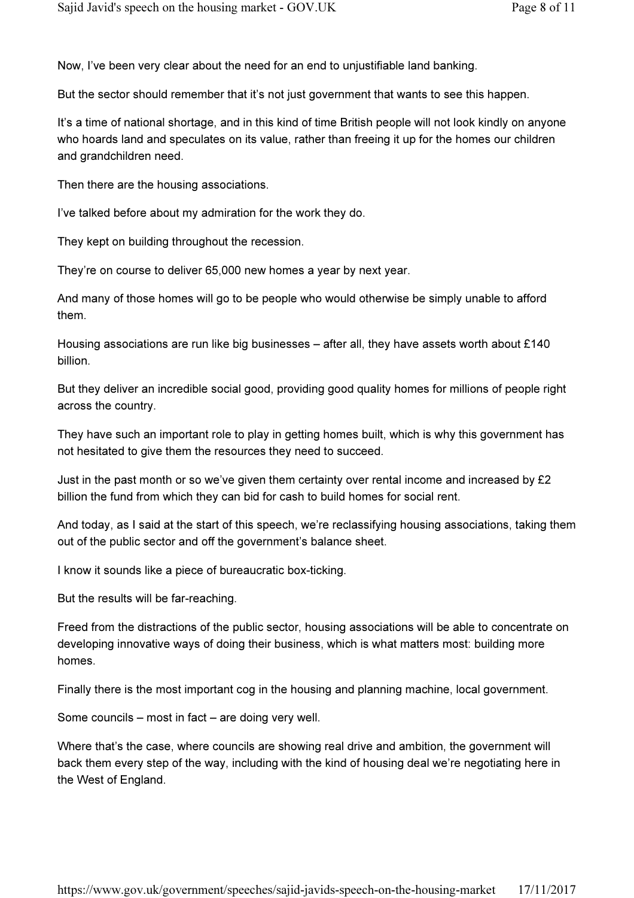Now, I've been very clear about the need for an end to unjustifiable land banking.

But the sector should remember that it's not just government that wants to see this happen.

It's a time of national shortage, and in this kind of time British people will not look kindly on anyone who hoards land and speculates on its value, rather than freeing it up for the homes our children and grandchildren need.

Then there are the housing associations.

I've talked before about my admiration for the work they do.

They kept on building throughout the recession.

They're on course to deliver 65,000 new homes a year by next year.

And many of those homes will go to be people who would otherwise be simply unable to afford them.

Housing associations are run like big businesses – after all, they have assets worth about £140 billion.

But they deliver an incredible social good, providing good quality homes for millions of people right across the country.

They have such an important role to play in getting homes built, which is why this government has not hesitated to give them the resources they need to succeed.

Just in the past month or so we've given them certainty over rental income and increased by £2 billion the fund from which they can bid for cash to build homes for social rent.

And today, as I said at the start of this speech, we're reclassifying housing associations, taking them out of the public sector and off the government's balance sheet.

I know it sounds like a piece of bureaucratic box-ticking.

But the results will be far-reaching.

Freed from the distractions of the public sector, housing associations will be able to concentrate on developing innovative ways of doing their business, which is what matters most: building more homes.

Finally there is the most important cog in the housing and planning machine, local government.

Some councils – most in fact – are doing very well.

Where that's the case, where councils are showing real drive and ambition, the government will back them every step of the way, including with the kind of housing deal we're negotiating here in the West of England.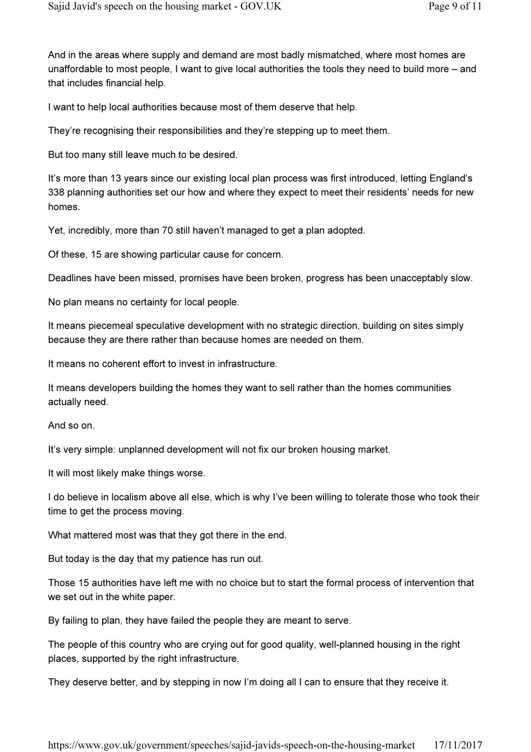And in the areas where supply and demand are most badly mismatched, where most homes are unaffordable to most people, I want to give local authorities the tools they need to build more – and that includes financial help.

I want to help local authorities because most of them deserve that help.

They're recognising their responsibilities and they're stepping up to meet them.

But too many still leave much to be desired.

It's more than 13 years since our existing local plan process was first introduced, letting England's 338 planning authorities set our how and where they expect to meet their residents' needs for new homes.

Yet, incredibly, more than 70 still haven't managed to get a plan adopted.

Of these, 15 are showing particular cause for concern.

Deadlines have been missed, promises have been broken, progress has been unacceptably slow.

No plan means no certainty for local people.

It means piecemeal speculative development with no strategic direction, building on sites simply because they are there rather than because homes are needed on them.

It means no coherent effort to invest in infrastructure.

It means developers building the homes they want to sell rather than the homes communities actually need.

And so on.

It's very simple: unplanned development will not fix our broken housing market.

It will most likely make things worse.

I do believe in localism above all else, which is why I've been willing to tolerate those who took their time to get the process moving.

What mattered most was that they got there in the end.

But today is the day that my patience has run out.

Those 15 authorities have left me with no choice but to start the formal process of intervention that we set out in the white paper.

By failing to plan, they have failed the people they are meant to serve.

The people of this country who are crying out for good quality, well-planned housing in the right places, supported by the right infrastructure.

They deserve better, and by stepping in now I'm doing all I can to ensure that they receive it.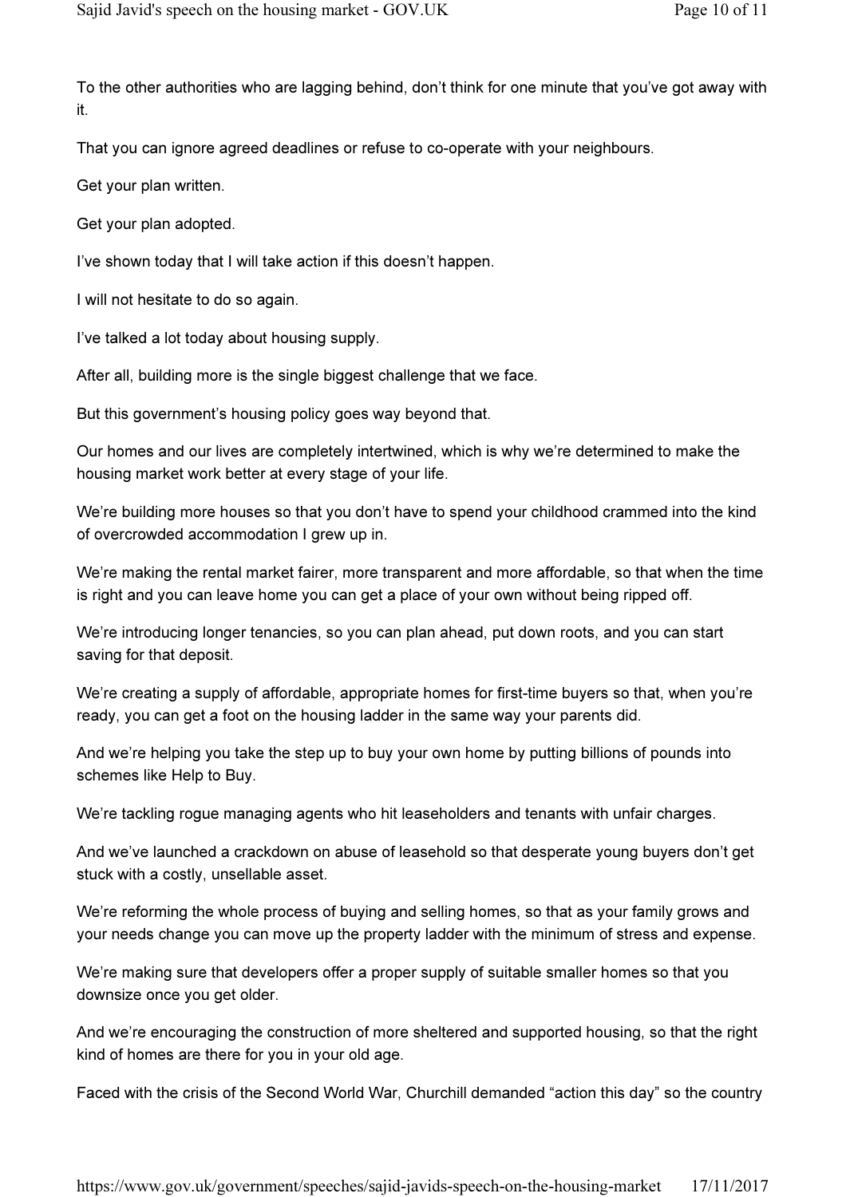To the other authorities who are lagging behind, don't think for one minute that you've got away with it.

That you can ignore agreed deadlines or refuse to co-operate with your neighbours.

Get your plan written.

Get your plan adopted.

I've shown today that I will take action if this doesn't happen.

I will not hesitate to do so again.

I've talked a lot today about housing supply.

After all, building more is the single biggest challenge that we face.

But this government's housing policy goes way beyond that.

Our homes and our lives are completely intertwined, which is why we're determined to make the housing market work better at every stage of your life.

We're building more houses so that you don't have to spend your childhood crammed into the kind of overcrowded accommodation I grew up in.

We're making the rental market fairer, more transparent and more affordable, so that when the time is right and you can leave home you can get a place of your own without being ripped off.

We're introducing longer tenancies, so you can plan ahead, put down roots, and you can start saving for that deposit.

We're creating a supply of affordable, appropriate homes for first-time buyers so that, when you're ready, you can get a foot on the housing ladder in the same way your parents did.

And we're helping you take the step up to buy your own home by putting billions of pounds into schemes like Help to Buy.

We're tackling rogue managing agents who hit leaseholders and tenants with unfair charges.

And we've launched a crackdown on abuse of leasehold so that desperate young buyers don't get stuck with a costly, unsellable asset.

We're reforming the whole process of buying and selling homes, so that as your family grows and your needs change you can move up the property ladder with the minimum of stress and expense.

We're making sure that developers offer a proper supply of suitable smaller homes so that you downsize once you get older.

And we're encouraging the construction of more sheltered and supported housing, so that the right kind of homes are there for you in your old age.

Faced with the crisis of the Second World War, Churchill demanded "action this day" so the country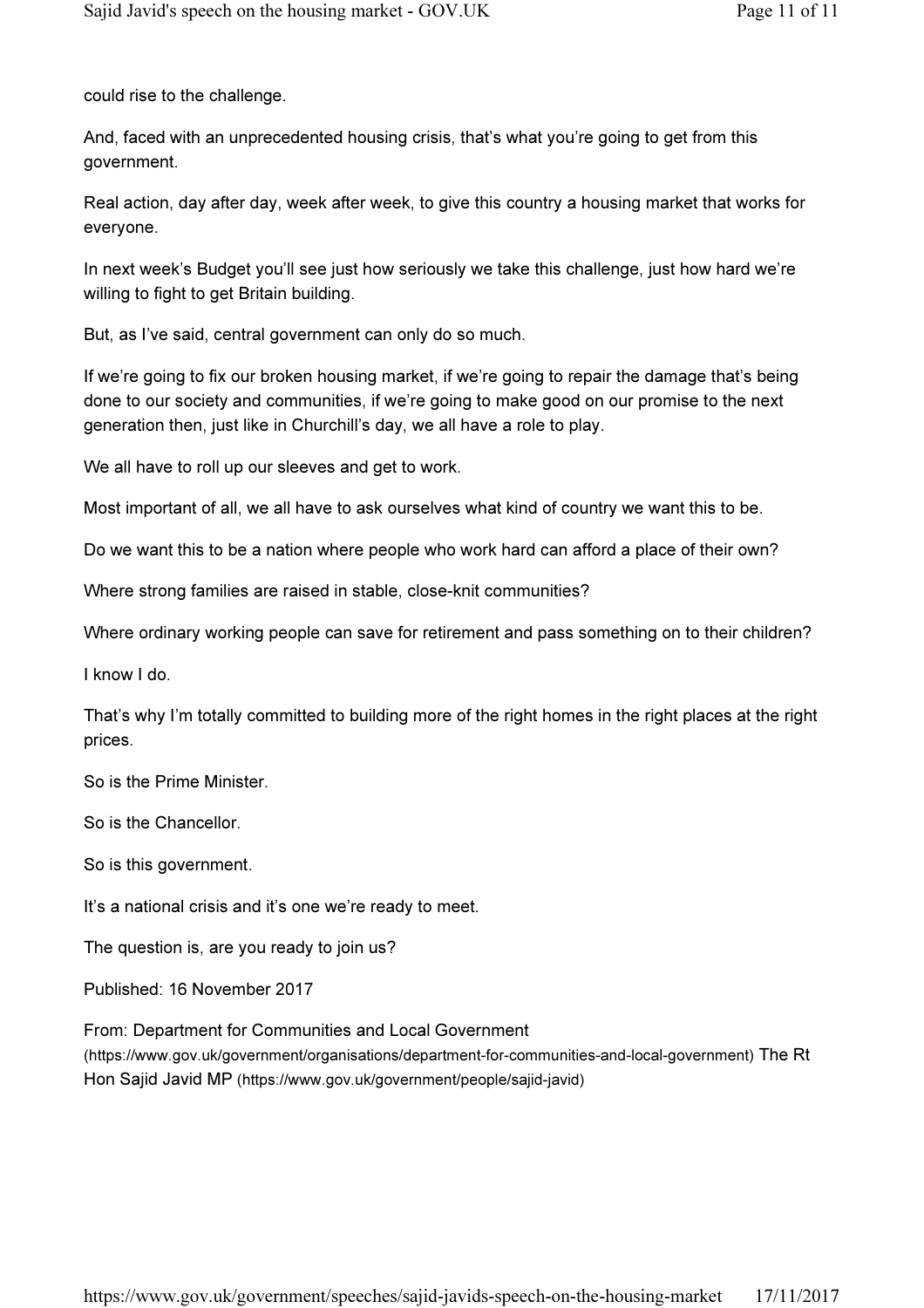could rise to the challenge.

And, faced with an unprecedented housing crisis, that's what you're going to get from this government.

Real action, day after day, week after week, to give this country a housing market that works for everyone.

In next week's Budget you'll see just how seriously we take this challenge, just how hard we're willing to fight to get Britain building.

But, as I've said, central government can only do so much.

If we're going to fix our broken housing market, if we're going to repair the damage that's being done to our society and communities, if we're going to make good on our promise to the next generation then, just like in Churchill's day, we all have a role to play.

We all have to roll up our sleeves and get to work.

Most important of all, we all have to ask ourselves what kind of country we want this to be.

Do we want this to be a nation where people who work hard can afford a place of their own?

Where strong families are raised in stable, close-knit communities?

Where ordinary working people can save for retirement and pass something on to their children?

I know I do.

That's why I'm totally committed to building more of the right homes in the right places at the right prices.

So is the Prime Minister.

So is the Chancellor.

So is this government.

It's a national crisis and it's one we're ready to meet.

The question is, are you ready to join us?

Published: 16 November 2017

From: Department for Communities and Local Government (https://www.gov.uk/government/organisations/department-for-communities-and-local-government) The Rt Hon Sajid Javid MP (https://www.gov.uk/government/people/sajid-javid)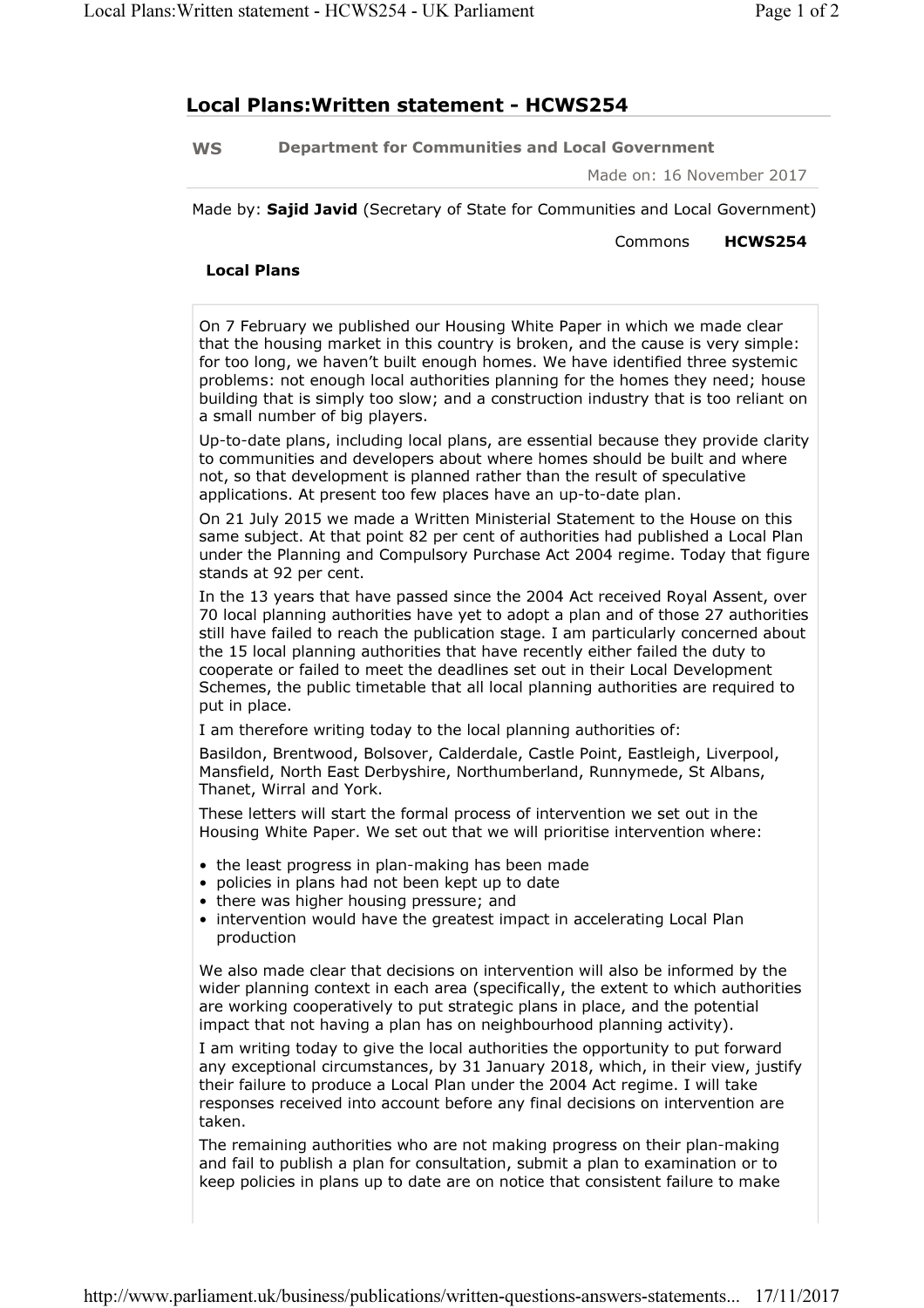# Local Plans:Written statement - HCWS254

**WS** **Department for Communities and Local Government**

Made on: 16 November 2017

Made by: **Sajid Javid** (Secretary of State for Communities and Local Government)

Commons **HCWS254**

## Local Plans

On 7 February we published our Housing White Paper in which we made clear that the housing market in this country is broken, and the cause is very simple: for too long, we haven't built enough homes. We have identified three systemic problems: not enough local authorities planning for the homes they need; house building that is simply too slow; and a construction industry that is too reliant on a small number of big players.

Up-to-date plans, including local plans, are essential because they provide clarity to communities and developers about where homes should be built and where not, so that development is planned rather than the result of speculative applications. At present too few places have an up-to-date plan.

On 21 July 2015 we made a Written Ministerial Statement to the House on this same subject. At that point 82 per cent of authorities had published a Local Plan under the Planning and Compulsory Purchase Act 2004 regime. Today that figure stands at 92 per cent.

In the 13 years that have passed since the 2004 Act received Royal Assent, over 70 local planning authorities have yet to adopt a plan and of those 27 authorities still have failed to reach the publication stage. I am particularly concerned about the 15 local planning authorities that have recently either failed the duty to cooperate or failed to meet the deadlines set out in their Local Development Schemes, the public timetable that all local planning authorities are required to put in place.

I am therefore writing today to the local planning authorities of:

Basildon, Brentwood, Bolsover, Calderdale, Castle Point, Eastleigh, Liverpool, Mansfield, North East Derbyshire, Northumberland, Runnymede, St Albans, Thanet, Wirral and York.

These letters will start the formal process of intervention we set out in the Housing White Paper. We set out that we will prioritise intervention where:

- the least progress in plan-making has been made
- policies in plans had not been kept up to date
- there was higher housing pressure; and
- intervention would have the greatest impact in accelerating Local Plan production

We also made clear that decisions on intervention will also be informed by the wider planning context in each area (specifically, the extent to which authorities are working cooperatively to put strategic plans in place, and the potential impact that not having a plan has on neighbourhood planning activity).

I am writing today to give the local authorities the opportunity to put forward any exceptional circumstances, by 31 January 2018, which, in their view, justify their failure to produce a Local Plan under the 2004 Act regime. I will take responses received into account before any final decisions on intervention are taken.

The remaining authorities who are not making progress on their plan-making and fail to publish a plan for consultation, submit a plan to examination or to keep policies in plans up to date are on notice that consistent failure to make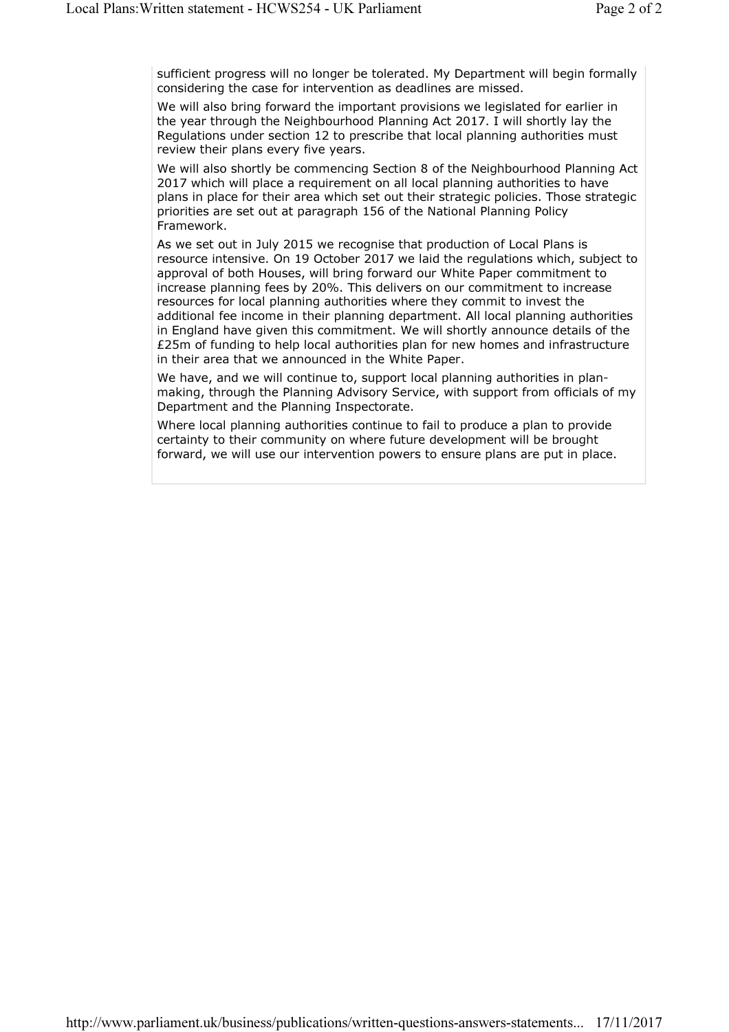sufficient progress will no longer be tolerated. My Department will begin formally considering the case for intervention as deadlines are missed.

We will also bring forward the important provisions we legislated for earlier in the year through the Neighbourhood Planning Act 2017. I will shortly lay the Regulations under section 12 to prescribe that local planning authorities must review their plans every five years.

We will also shortly be commencing Section 8 of the Neighbourhood Planning Act 2017 which will place a requirement on all local planning authorities to have plans in place for their area which set out their strategic policies. Those strategic priorities are set out at paragraph 156 of the National Planning Policy Framework.

As we set out in July 2015 we recognise that production of Local Plans is resource intensive. On 19 October 2017 we laid the regulations which, subject to approval of both Houses, will bring forward our White Paper commitment to increase planning fees by 20%. This delivers on our commitment to increase resources for local planning authorities where they commit to invest the additional fee income in their planning department. All local planning authorities in England have given this commitment. We will shortly announce details of the £25m of funding to help local authorities plan for new homes and infrastructure in their area that we announced in the White Paper.

We have, and we will continue to, support local planning authorities in plan-making, through the Planning Advisory Service, with support from officials of my Department and the Planning Inspectorate.

Where local planning authorities continue to fail to produce a plan to provide certainty to their community on where future development will be brought forward, we will use our intervention powers to ensure plans are put in place.